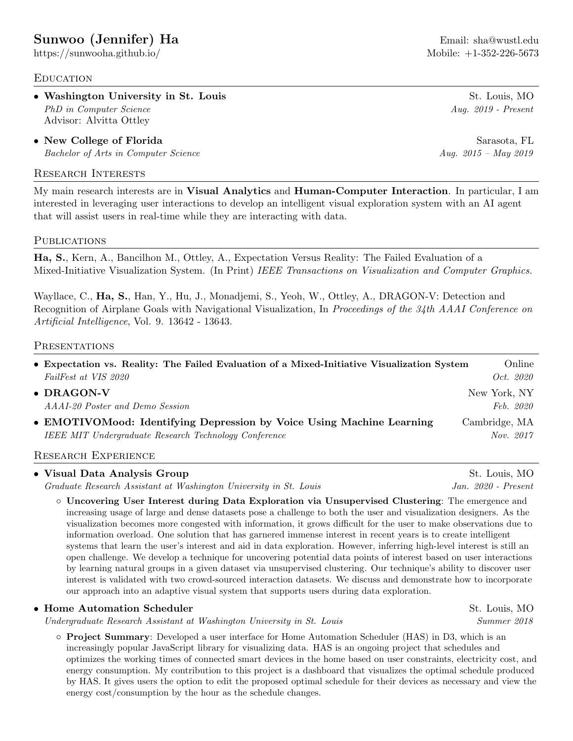# Sunwoo (Jennifer) Ha

https://sunwooha.github.io/

Email: sha@wustl.edu
Mobile: +1-352-226-5673

## Education

- **Washington University in St. Louis** — St. Louis, MO
  *PhD in Computer Science* — *Aug. 2019 - Present*
  Advisor: Alvitta Ottley
- **New College of Florida** — Sarasota, FL
  *Bachelor of Arts in Computer Science* — *Aug. 2015 – May 2019*

## Research Interests

My main research interests are in **Visual Analytics** and **Human-Computer Interaction**. In particular, I am interested in leveraging user interactions to develop an intelligent visual exploration system with an AI agent that will assist users in real-time while they are interacting with data.

## Publications

**Ha, S.**, Kern, A., Bancilhon M., Ottley, A., Expectation Versus Reality: The Failed Evaluation of a Mixed-Initiative Visualization System. (In Print) *IEEE Transactions on Visualization and Computer Graphics.*

Wayllace, C., **Ha, S.**, Han, Y., Hu, J., Monadjemi, S., Yeoh, W., Ottley, A., DRAGON-V: Detection and Recognition of Airplane Goals with Navigational Visualization, In *Proceedings of the 34th AAAI Conference on Artificial Intelligence*, Vol. 9. 13642 - 13643.

## Presentations

- **Expectation vs. Reality: The Failed Evaluation of a Mixed-Initiative Visualization System** — Online
  *FailFest at VIS 2020* — *Oct. 2020*
- **DRAGON-V** — New York, NY
  *AAAI-20 Poster and Demo Session* — *Feb. 2020*
- **EMOTIVOMood: Identifying Depression by Voice Using Machine Learning** — Cambridge, MA
  *IEEE MIT Undergraduate Research Technology Conference* — *Nov. 2017*

## Research Experience

- **Visual Data Analysis Group** — St. Louis, MO
  *Graduate Research Assistant at Washington University in St. Louis* — *Jan. 2020 - Present*
  - **Uncovering User Interest during Data Exploration via Unsupervised Clustering**: The emergence and increasing usage of large and dense datasets pose a challenge to both the user and visualization designers. As the visualization becomes more congested with information, it grows difficult for the user to make observations due to information overload. One solution that has garnered immense interest in recent years is to create intelligent systems that learn the user's interest and aid in data exploration. However, inferring high-level interest is still an open challenge. We develop a technique for uncovering potential data points of interest based on user interactions by learning natural groups in a given dataset via unsupervised clustering. Our technique's ability to discover user interest is validated with two crowd-sourced interaction datasets. We discuss and demonstrate how to incorporate our approach into an adaptive visual system that supports users during data exploration.
- **Home Automation Scheduler** — St. Louis, MO
  *Undergraduate Research Assistant at Washington University in St. Louis* — *Summer 2018*
  - **Project Summary**: Developed a user interface for Home Automation Scheduler (HAS) in D3, which is an increasingly popular JavaScript library for visualizing data. HAS is an ongoing project that schedules and optimizes the working times of connected smart devices in the home based on user constraints, electricity cost, and energy consumption. My contribution to this project is a dashboard that visualizes the optimal schedule produced by HAS. It gives users the option to edit the proposed optimal schedule for their devices as necessary and view the energy cost/consumption by the hour as the schedule changes.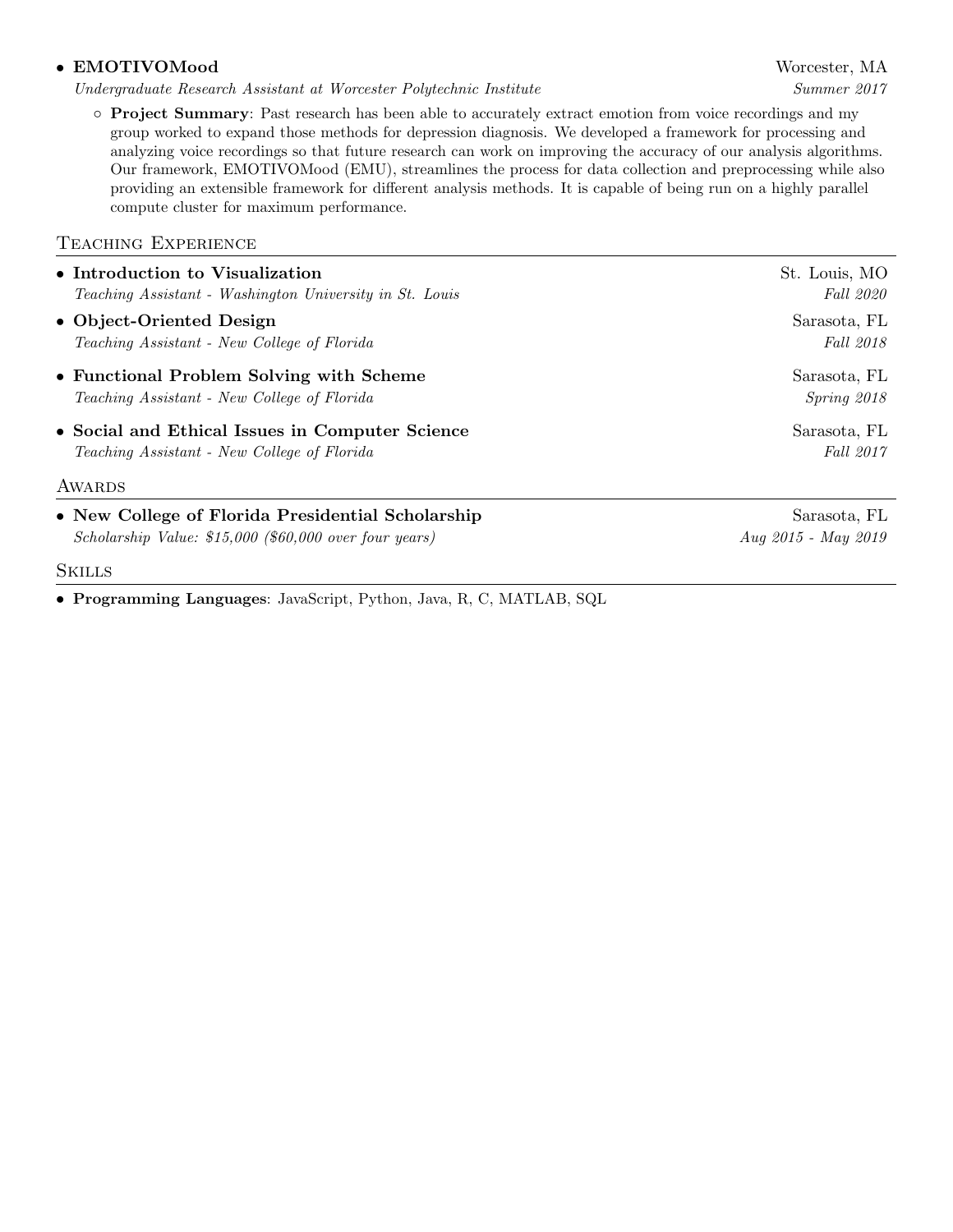- **EMOTIVOMood** Worcester, MA
  *Undergraduate Research Assistant at Worcester Polytechnic Institute* *Summer 2017*
  - **Project Summary**: Past research has been able to accurately extract emotion from voice recordings and my group worked to expand those methods for depression diagnosis. We developed a framework for processing and analyzing voice recordings so that future research can work on improving the accuracy of our analysis algorithms. Our framework, EMOTIVOMood (EMU), streamlines the process for data collection and preprocessing while also providing an extensible framework for different analysis methods. It is capable of being run on a highly parallel compute cluster for maximum performance.

## Teaching Experience

- **Introduction to Visualization** St. Louis, MO
  *Teaching Assistant - Washington University in St. Louis* *Fall 2020*
- **Object-Oriented Design** Sarasota, FL
  *Teaching Assistant - New College of Florida* *Fall 2018*
- **Functional Problem Solving with Scheme** Sarasota, FL
  *Teaching Assistant - New College of Florida* *Spring 2018*
- **Social and Ethical Issues in Computer Science** Sarasota, FL
  *Teaching Assistant - New College of Florida* *Fall 2017*

## Awards

- **New College of Florida Presidential Scholarship** Sarasota, FL
  *Scholarship Value: $15,000 ($60,000 over four years)* *Aug 2015 - May 2019*

## Skills

- **Programming Languages**: JavaScript, Python, Java, R, C, MATLAB, SQL